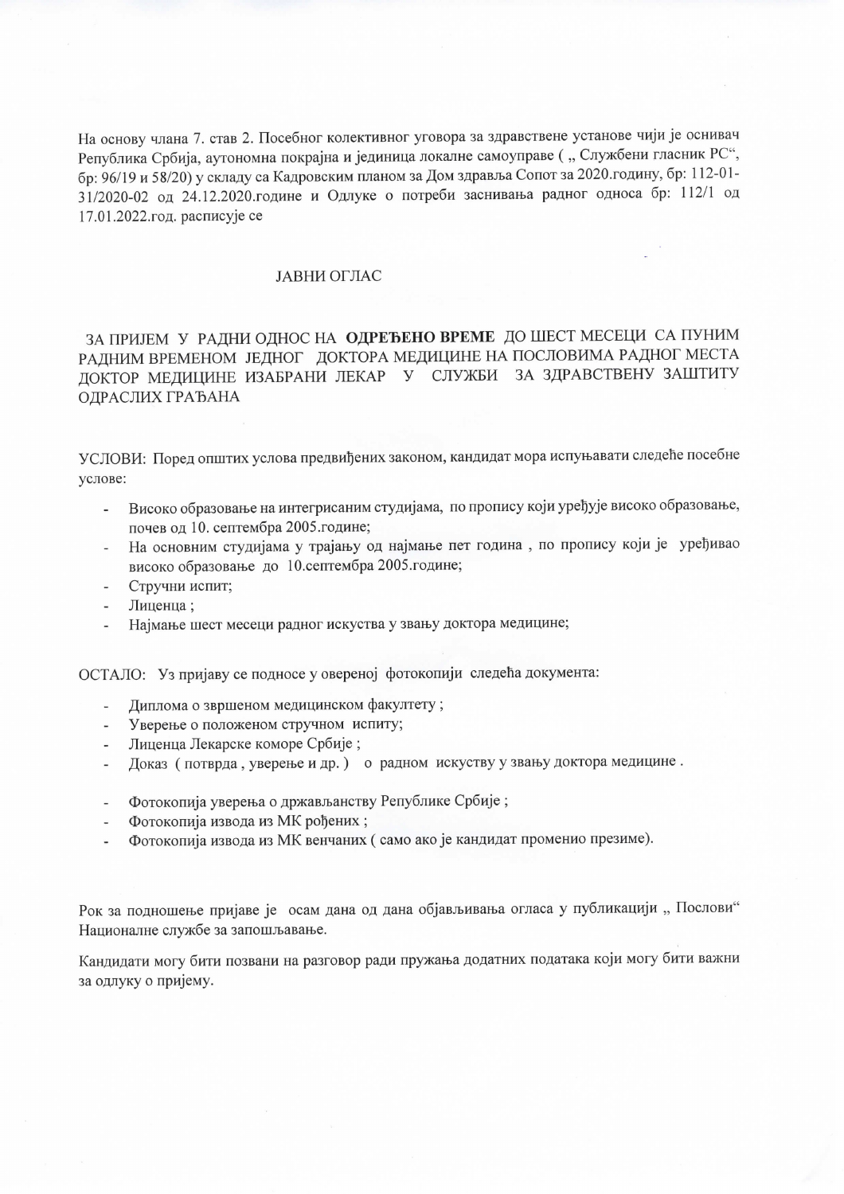На основу члана 7. став 2. Посебног колективног уговора за здравствене установе чији је оснивач Република Србија, аутономна покрајна и јединица локалне самоуправе ( „ Службени гласник РС", бр: 96/19 и 58/20) у складу са Кадровским планом за Дом здравља Сопот за 2020.годину, бр: 112-01-31/2020-02 од 24.12.2020.године и Одлуке о потреби заснивања радног односа бр: 112/1 од 17.01.2022.год. расписује се

# ЈАВНИ ОГЛАС

## ЗА ПРИЈЕМ У РАДНИ ОДНОС НА **ОДРЕЂЕНО ВРЕМЕ** ДО ШЕСТ МЕСЕЦИ СА ПУНИМ РАДНИМ ВРЕМЕНОМ ЈЕДНОГ ДОКТОРА МЕДИЦИНЕ НА ПОСЛОВИМА РАДНОГ МЕСТА ДОКТОР МЕДИЦИНЕ ИЗАБРАНИ ЛЕКАР У СЛУЖБИ ЗА ЗДРАВСТВЕНУ ЗАШТИТУ ОДРАСЛИХ ГРАЂАНА

УСЛОВИ: Поред општих услова предвиђених законом, кандидат мора испуњавати следеће посебне услове:

- Високо образовање на интегрисаним студијама, по пропису који уређује високо образовање, почев од 10. септембра 2005.године;
- На основним студијама у трајању од најмање пет година , по пропису који је уређивао високо образовање до 10.септембра 2005.године;
- Стручни испит;
- Лиценца ;
- Најмање шест месеци радног искуства у звању доктора медицине;

ОСТАЛО: Уз пријаву се подносе у овереној фотокопији следећа документа:

- Диплома о звршеном медицинском факултету ;
- Уверење о положеном стручном испиту;
- Лиценца Лекарске коморе Србије ;
- Доказ ( потврда , уверење и др. ) о радном искуству у звању доктора медицине .

- Фотокопија уверења о држављанству Републике Србије ;
- Фотокопија извода из МК рођених ;
- Фотокопија извода из МК венчаних ( само ако је кандидат променио презиме).

Рок за подношење пријаве је осам дана од дана објављивања огласа у публикацији „ Послови" Националне службе за запошљавање.

Кандидати могу бити позвани на разговор ради пружања додатних података који могу бити важни за одлуку о пријему.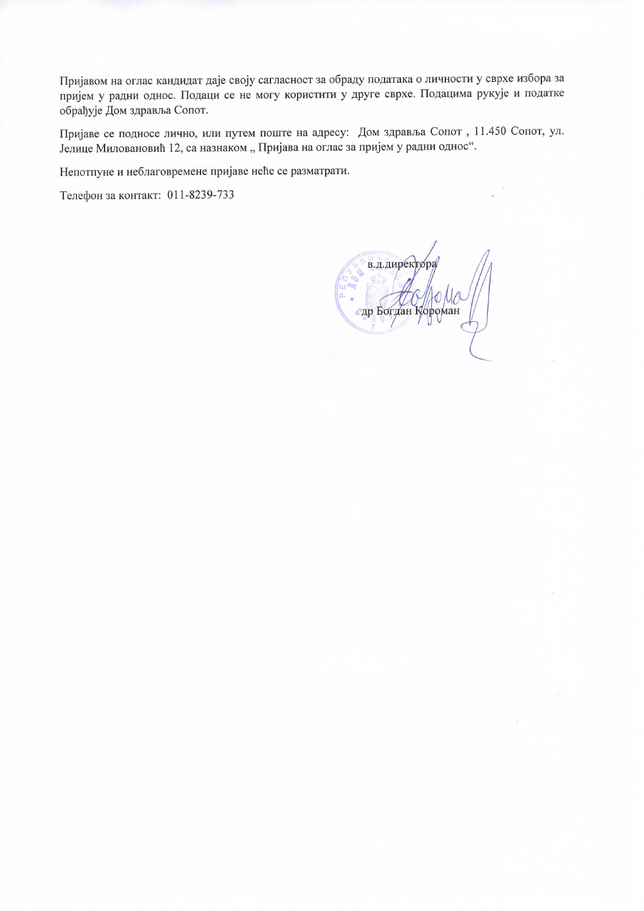Пријавом на оглас кандидат даје своју сагласност за обраду података о личности у сврхе избора за пријем у радни однос. Подаци се не могу користити у друге сврхе. Подацима рукује и податке обрађује Дом здравља Сопот.

Пријаве се подносе лично, или путем поште на адресу: Дом здравља Сопот , 11.450 Сопот, ул. Јелице Миловановић 12, са назнаком „ Пријава на оглас за пријем у радни однос".

Непотпуне и неблаговремене пријаве неће се разматрати.

Телефон за контакт: 011-8239-733

в.д.директора

др Богдан Короман